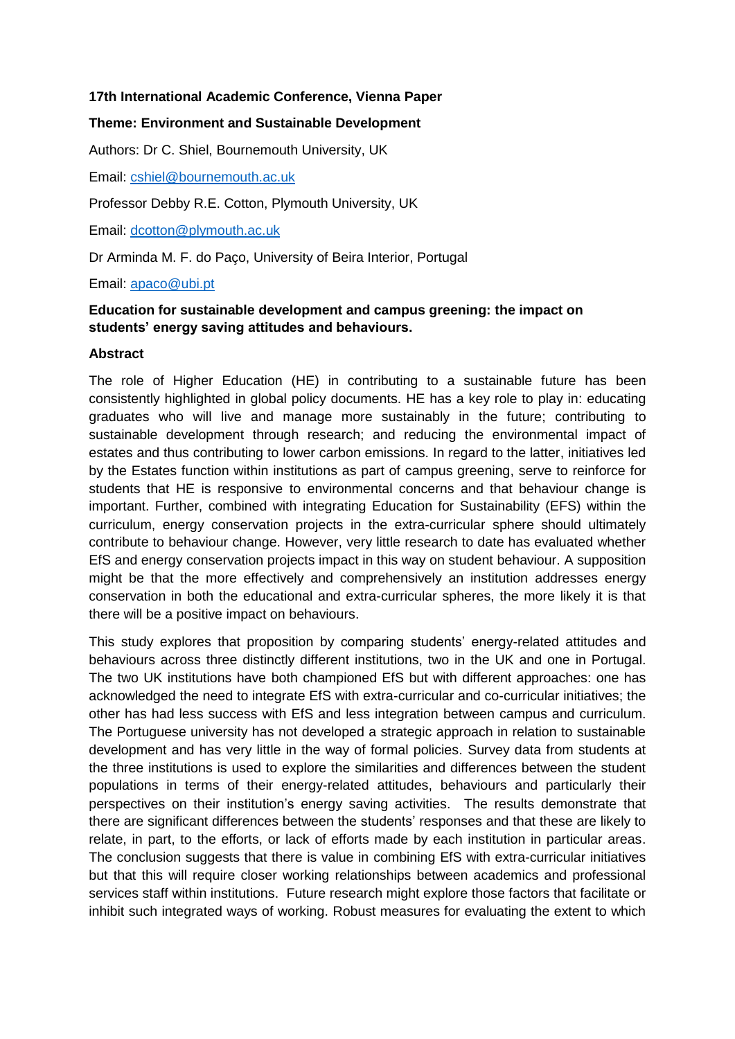**17th International Academic Conference, Vienna Paper**

**Theme: Environment and Sustainable Development**

Authors: Dr C. Shiel, Bournemouth University, UK

Email: cshiel@bournemouth.ac.uk

Professor Debby R.E. Cotton, Plymouth University, UK

Email: dcotton@plymouth.ac.uk

Dr Arminda M. F. do Paço, University of Beira Interior, Portugal

Email: apaco@ubi.pt

**Education for sustainable development and campus greening: the impact on students' energy saving attitudes and behaviours.**

**Abstract**

The role of Higher Education (HE) in contributing to a sustainable future has been consistently highlighted in global policy documents. HE has a key role to play in: educating graduates who will live and manage more sustainably in the future; contributing to sustainable development through research; and reducing the environmental impact of estates and thus contributing to lower carbon emissions. In regard to the latter, initiatives led by the Estates function within institutions as part of campus greening, serve to reinforce for students that HE is responsive to environmental concerns and that behaviour change is important. Further, combined with integrating Education for Sustainability (EFS) within the curriculum, energy conservation projects in the extra-curricular sphere should ultimately contribute to behaviour change. However, very little research to date has evaluated whether EfS and energy conservation projects impact in this way on student behaviour. A supposition might be that the more effectively and comprehensively an institution addresses energy conservation in both the educational and extra-curricular spheres, the more likely it is that there will be a positive impact on behaviours.

This study explores that proposition by comparing students' energy-related attitudes and behaviours across three distinctly different institutions, two in the UK and one in Portugal. The two UK institutions have both championed EfS but with different approaches: one has acknowledged the need to integrate EfS with extra-curricular and co-curricular initiatives; the other has had less success with EfS and less integration between campus and curriculum. The Portuguese university has not developed a strategic approach in relation to sustainable development and has very little in the way of formal policies. Survey data from students at the three institutions is used to explore the similarities and differences between the student populations in terms of their energy-related attitudes, behaviours and particularly their perspectives on their institution's energy saving activities. The results demonstrate that there are significant differences between the students' responses and that these are likely to relate, in part, to the efforts, or lack of efforts made by each institution in particular areas. The conclusion suggests that there is value in combining EfS with extra-curricular initiatives but that this will require closer working relationships between academics and professional services staff within institutions. Future research might explore those factors that facilitate or inhibit such integrated ways of working. Robust measures for evaluating the extent to which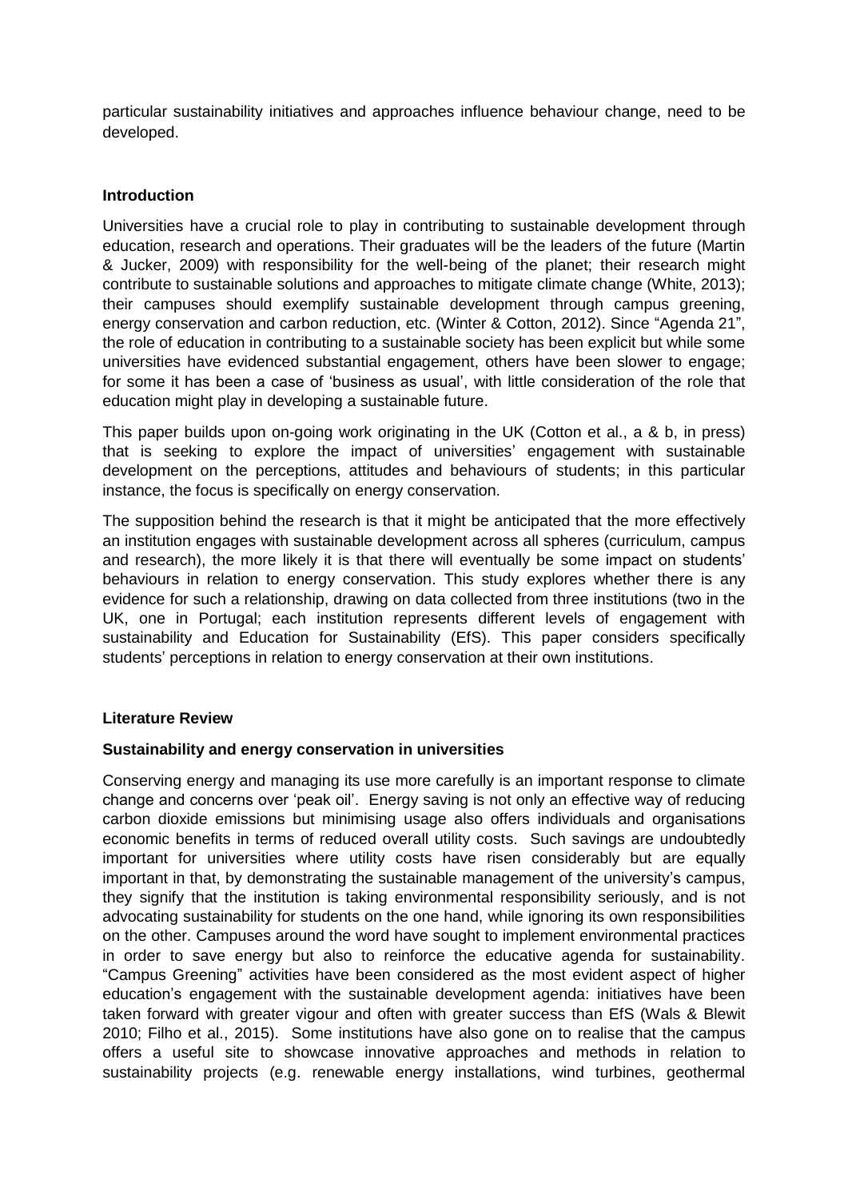particular sustainability initiatives and approaches influence behaviour change, need to be developed.

**Introduction**

Universities have a crucial role to play in contributing to sustainable development through education, research and operations. Their graduates will be the leaders of the future (Martin & Jucker, 2009) with responsibility for the well-being of the planet; their research might contribute to sustainable solutions and approaches to mitigate climate change (White, 2013); their campuses should exemplify sustainable development through campus greening, energy conservation and carbon reduction, etc. (Winter & Cotton, 2012). Since "Agenda 21", the role of education in contributing to a sustainable society has been explicit but while some universities have evidenced substantial engagement, others have been slower to engage; for some it has been a case of 'business as usual', with little consideration of the role that education might play in developing a sustainable future.

This paper builds upon on-going work originating in the UK (Cotton et al., a & b, in press) that is seeking to explore the impact of universities' engagement with sustainable development on the perceptions, attitudes and behaviours of students; in this particular instance, the focus is specifically on energy conservation.

The supposition behind the research is that it might be anticipated that the more effectively an institution engages with sustainable development across all spheres (curriculum, campus and research), the more likely it is that there will eventually be some impact on students' behaviours in relation to energy conservation. This study explores whether there is any evidence for such a relationship, drawing on data collected from three institutions (two in the UK, one in Portugal; each institution represents different levels of engagement with sustainability and Education for Sustainability (EfS). This paper considers specifically students' perceptions in relation to energy conservation at their own institutions.

**Literature Review**

**Sustainability and energy conservation in universities**

Conserving energy and managing its use more carefully is an important response to climate change and concerns over 'peak oil'. Energy saving is not only an effective way of reducing carbon dioxide emissions but minimising usage also offers individuals and organisations economic benefits in terms of reduced overall utility costs. Such savings are undoubtedly important for universities where utility costs have risen considerably but are equally important in that, by demonstrating the sustainable management of the university's campus, they signify that the institution is taking environmental responsibility seriously, and is not advocating sustainability for students on the one hand, while ignoring its own responsibilities on the other. Campuses around the word have sought to implement environmental practices in order to save energy but also to reinforce the educative agenda for sustainability. "Campus Greening" activities have been considered as the most evident aspect of higher education's engagement with the sustainable development agenda: initiatives have been taken forward with greater vigour and often with greater success than EfS (Wals & Blewit 2010; Filho et al., 2015). Some institutions have also gone on to realise that the campus offers a useful site to showcase innovative approaches and methods in relation to sustainability projects (e.g. renewable energy installations, wind turbines, geothermal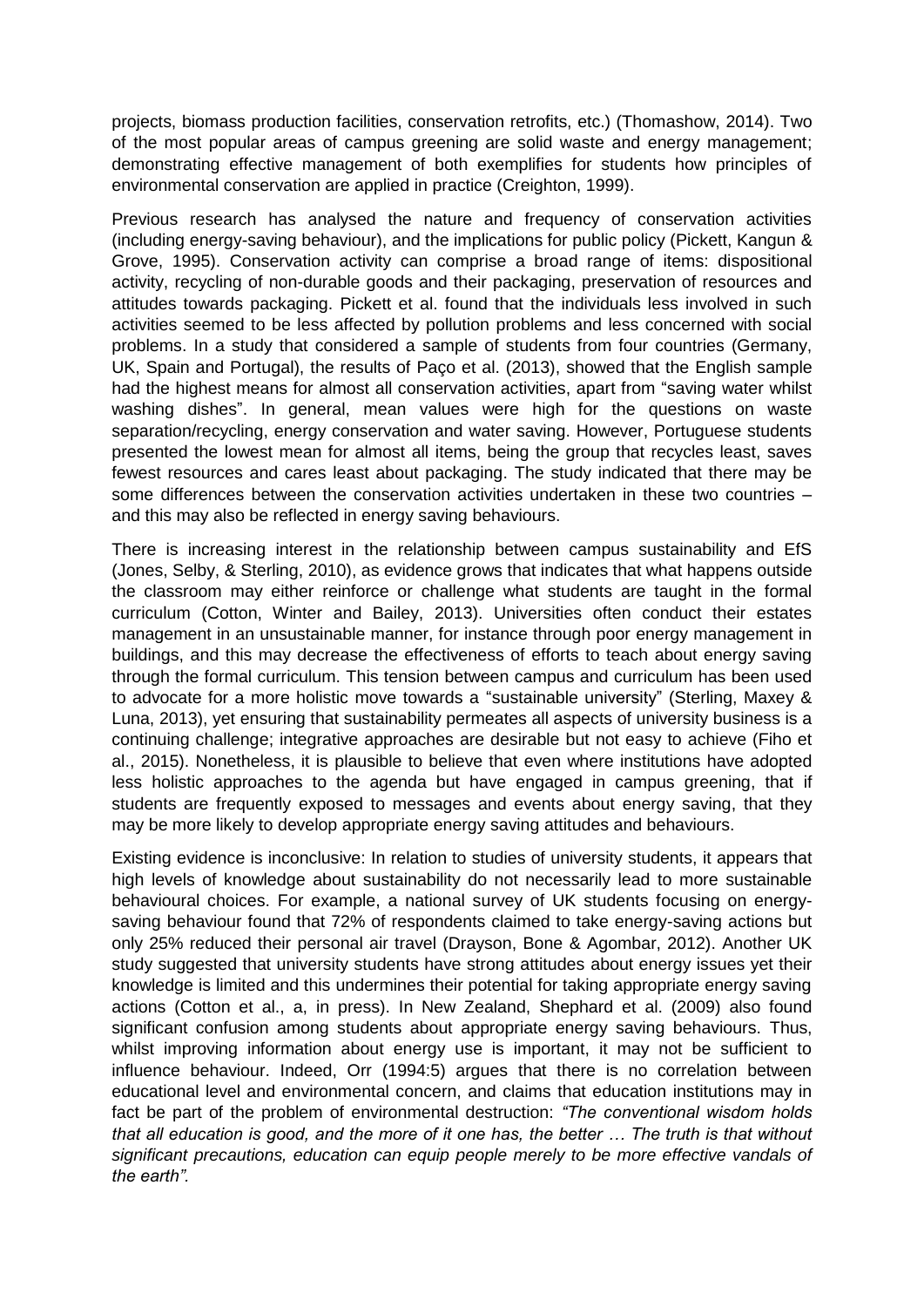projects, biomass production facilities, conservation retrofits, etc.) (Thomashow, 2014). Two of the most popular areas of campus greening are solid waste and energy management; demonstrating effective management of both exemplifies for students how principles of environmental conservation are applied in practice (Creighton, 1999).

Previous research has analysed the nature and frequency of conservation activities (including energy-saving behaviour), and the implications for public policy (Pickett, Kangun & Grove, 1995). Conservation activity can comprise a broad range of items: dispositional activity, recycling of non-durable goods and their packaging, preservation of resources and attitudes towards packaging. Pickett et al. found that the individuals less involved in such activities seemed to be less affected by pollution problems and less concerned with social problems. In a study that considered a sample of students from four countries (Germany, UK, Spain and Portugal), the results of Paço et al. (2013), showed that the English sample had the highest means for almost all conservation activities, apart from "saving water whilst washing dishes". In general, mean values were high for the questions on waste separation/recycling, energy conservation and water saving. However, Portuguese students presented the lowest mean for almost all items, being the group that recycles least, saves fewest resources and cares least about packaging. The study indicated that there may be some differences between the conservation activities undertaken in these two countries – and this may also be reflected in energy saving behaviours.

There is increasing interest in the relationship between campus sustainability and EfS (Jones, Selby, & Sterling, 2010), as evidence grows that indicates that what happens outside the classroom may either reinforce or challenge what students are taught in the formal curriculum (Cotton, Winter and Bailey, 2013). Universities often conduct their estates management in an unsustainable manner, for instance through poor energy management in buildings, and this may decrease the effectiveness of efforts to teach about energy saving through the formal curriculum. This tension between campus and curriculum has been used to advocate for a more holistic move towards a "sustainable university" (Sterling, Maxey & Luna, 2013), yet ensuring that sustainability permeates all aspects of university business is a continuing challenge; integrative approaches are desirable but not easy to achieve (Fiho et al., 2015). Nonetheless, it is plausible to believe that even where institutions have adopted less holistic approaches to the agenda but have engaged in campus greening, that if students are frequently exposed to messages and events about energy saving, that they may be more likely to develop appropriate energy saving attitudes and behaviours.

Existing evidence is inconclusive: In relation to studies of university students, it appears that high levels of knowledge about sustainability do not necessarily lead to more sustainable behavioural choices. For example, a national survey of UK students focusing on energy-saving behaviour found that 72% of respondents claimed to take energy-saving actions but only 25% reduced their personal air travel (Drayson, Bone & Agombar, 2012). Another UK study suggested that university students have strong attitudes about energy issues yet their knowledge is limited and this undermines their potential for taking appropriate energy saving actions (Cotton et al., a, in press). In New Zealand, Shephard et al. (2009) also found significant confusion among students about appropriate energy saving behaviours. Thus, whilst improving information about energy use is important, it may not be sufficient to influence behaviour. Indeed, Orr (1994:5) argues that there is no correlation between educational level and environmental concern, and claims that education institutions may in fact be part of the problem of environmental destruction: *"The conventional wisdom holds that all education is good, and the more of it one has, the better … The truth is that without significant precautions, education can equip people merely to be more effective vandals of the earth".*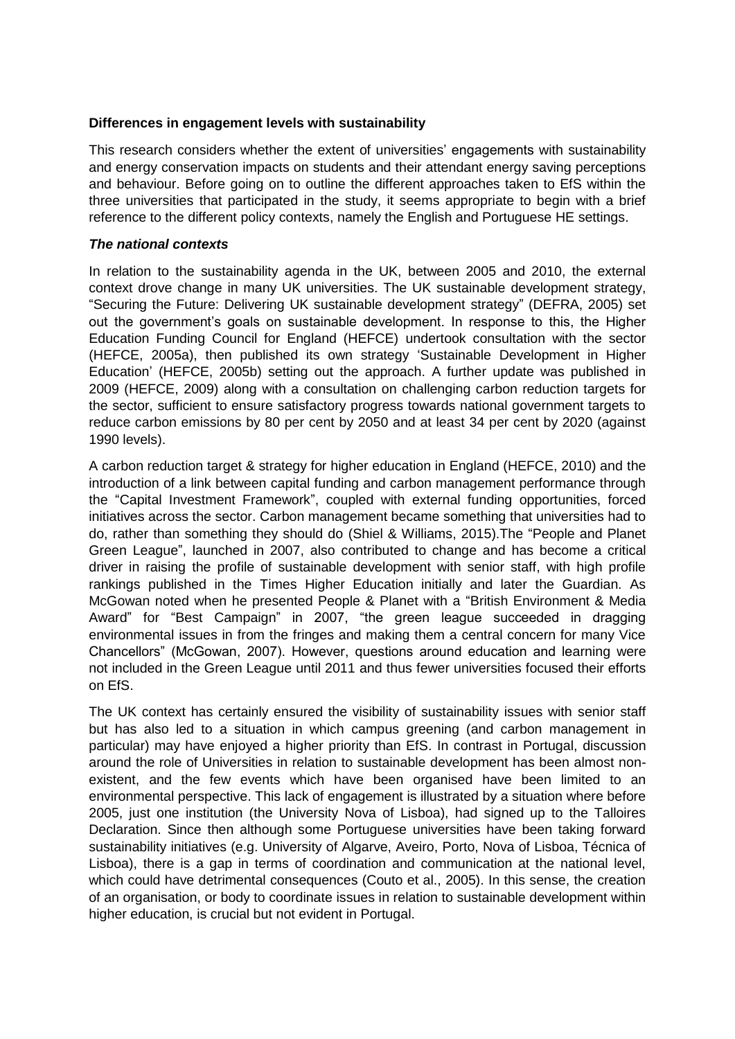**Differences in engagement levels with sustainability**

This research considers whether the extent of universities' engagements with sustainability and energy conservation impacts on students and their attendant energy saving perceptions and behaviour. Before going on to outline the different approaches taken to EfS within the three universities that participated in the study, it seems appropriate to begin with a brief reference to the different policy contexts, namely the English and Portuguese HE settings.

***The national contexts***

In relation to the sustainability agenda in the UK, between 2005 and 2010, the external context drove change in many UK universities. The UK sustainable development strategy, "Securing the Future: Delivering UK sustainable development strategy" (DEFRA, 2005) set out the government's goals on sustainable development. In response to this, the Higher Education Funding Council for England (HEFCE) undertook consultation with the sector (HEFCE, 2005a), then published its own strategy 'Sustainable Development in Higher Education' (HEFCE, 2005b) setting out the approach. A further update was published in 2009 (HEFCE, 2009) along with a consultation on challenging carbon reduction targets for the sector, sufficient to ensure satisfactory progress towards national government targets to reduce carbon emissions by 80 per cent by 2050 and at least 34 per cent by 2020 (against 1990 levels).

A carbon reduction target & strategy for higher education in England (HEFCE, 2010) and the introduction of a link between capital funding and carbon management performance through the "Capital Investment Framework", coupled with external funding opportunities, forced initiatives across the sector. Carbon management became something that universities had to do, rather than something they should do (Shiel & Williams, 2015).The "People and Planet Green League", launched in 2007, also contributed to change and has become a critical driver in raising the profile of sustainable development with senior staff, with high profile rankings published in the Times Higher Education initially and later the Guardian. As McGowan noted when he presented People & Planet with a "British Environment & Media Award" for "Best Campaign" in 2007, "the green league succeeded in dragging environmental issues in from the fringes and making them a central concern for many Vice Chancellors" (McGowan, 2007). However, questions around education and learning were not included in the Green League until 2011 and thus fewer universities focused their efforts on EfS.

The UK context has certainly ensured the visibility of sustainability issues with senior staff but has also led to a situation in which campus greening (and carbon management in particular) may have enjoyed a higher priority than EfS. In contrast in Portugal, discussion around the role of Universities in relation to sustainable development has been almost non-existent, and the few events which have been organised have been limited to an environmental perspective. This lack of engagement is illustrated by a situation where before 2005, just one institution (the University Nova of Lisboa), had signed up to the Talloires Declaration. Since then although some Portuguese universities have been taking forward sustainability initiatives (e.g. University of Algarve, Aveiro, Porto, Nova of Lisboa, Técnica of Lisboa), there is a gap in terms of coordination and communication at the national level, which could have detrimental consequences (Couto et al., 2005). In this sense, the creation of an organisation, or body to coordinate issues in relation to sustainable development within higher education, is crucial but not evident in Portugal.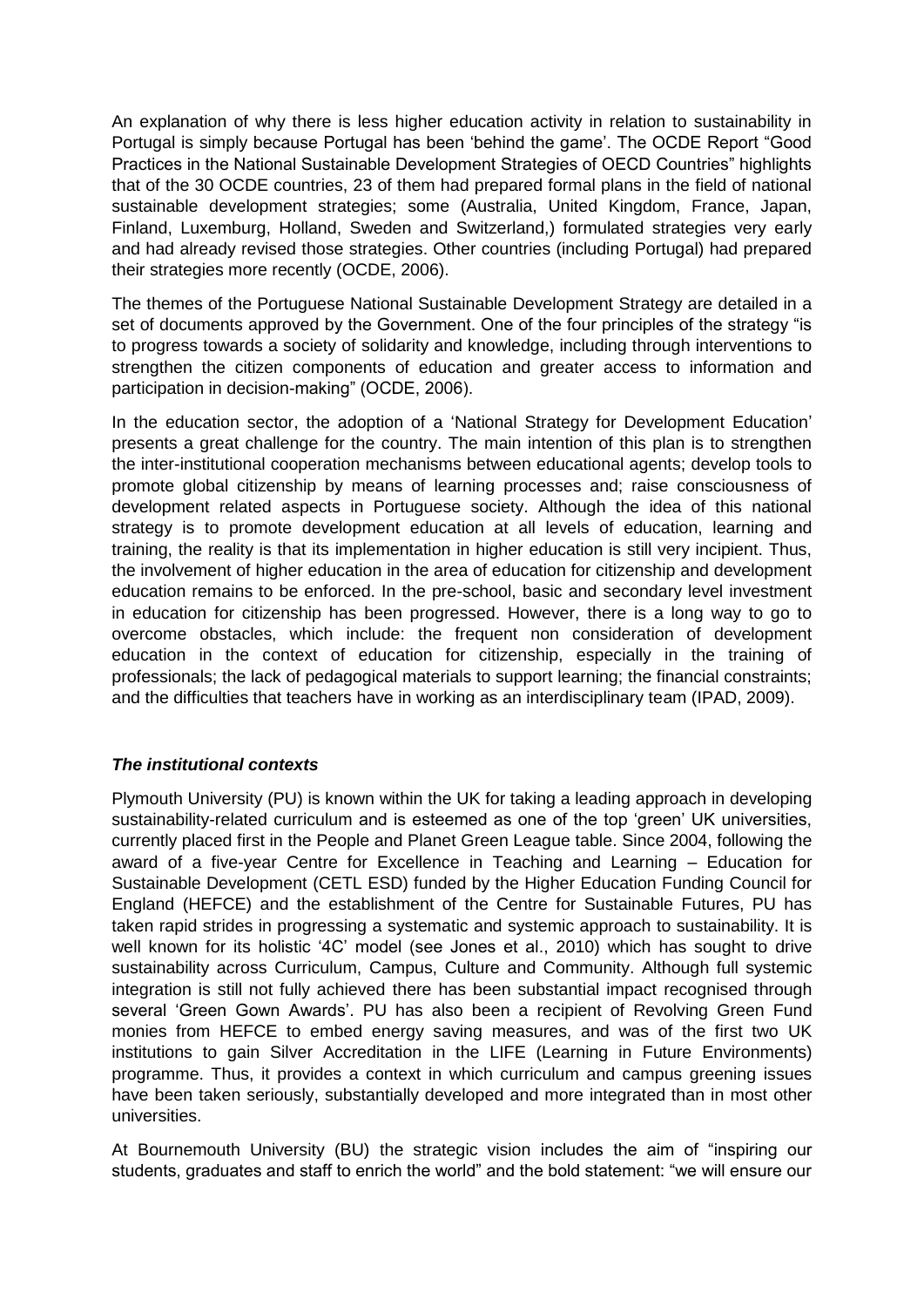An explanation of why there is less higher education activity in relation to sustainability in Portugal is simply because Portugal has been 'behind the game'. The OCDE Report "Good Practices in the National Sustainable Development Strategies of OECD Countries" highlights that of the 30 OCDE countries, 23 of them had prepared formal plans in the field of national sustainable development strategies; some (Australia, United Kingdom, France, Japan, Finland, Luxemburg, Holland, Sweden and Switzerland,) formulated strategies very early and had already revised those strategies. Other countries (including Portugal) had prepared their strategies more recently (OCDE, 2006).

The themes of the Portuguese National Sustainable Development Strategy are detailed in a set of documents approved by the Government. One of the four principles of the strategy "is to progress towards a society of solidarity and knowledge, including through interventions to strengthen the citizen components of education and greater access to information and participation in decision-making" (OCDE, 2006).

In the education sector, the adoption of a 'National Strategy for Development Education' presents a great challenge for the country. The main intention of this plan is to strengthen the inter-institutional cooperation mechanisms between educational agents; develop tools to promote global citizenship by means of learning processes and; raise consciousness of development related aspects in Portuguese society. Although the idea of this national strategy is to promote development education at all levels of education, learning and training, the reality is that its implementation in higher education is still very incipient. Thus, the involvement of higher education in the area of education for citizenship and development education remains to be enforced. In the pre-school, basic and secondary level investment in education for citizenship has been progressed. However, there is a long way to go to overcome obstacles, which include: the frequent non consideration of development education in the context of education for citizenship, especially in the training of professionals; the lack of pedagogical materials to support learning; the financial constraints; and the difficulties that teachers have in working as an interdisciplinary team (IPAD, 2009).

### *The institutional contexts*

Plymouth University (PU) is known within the UK for taking a leading approach in developing sustainability-related curriculum and is esteemed as one of the top 'green' UK universities, currently placed first in the People and Planet Green League table. Since 2004, following the award of a five-year Centre for Excellence in Teaching and Learning – Education for Sustainable Development (CETL ESD) funded by the Higher Education Funding Council for England (HEFCE) and the establishment of the Centre for Sustainable Futures, PU has taken rapid strides in progressing a systematic and systemic approach to sustainability. It is well known for its holistic '4C' model (see Jones et al., 2010) which has sought to drive sustainability across Curriculum, Campus, Culture and Community. Although full systemic integration is still not fully achieved there has been substantial impact recognised through several 'Green Gown Awards'. PU has also been a recipient of Revolving Green Fund monies from HEFCE to embed energy saving measures, and was of the first two UK institutions to gain Silver Accreditation in the LIFE (Learning in Future Environments) programme. Thus, it provides a context in which curriculum and campus greening issues have been taken seriously, substantially developed and more integrated than in most other universities.

At Bournemouth University (BU) the strategic vision includes the aim of "inspiring our students, graduates and staff to enrich the world" and the bold statement: "we will ensure our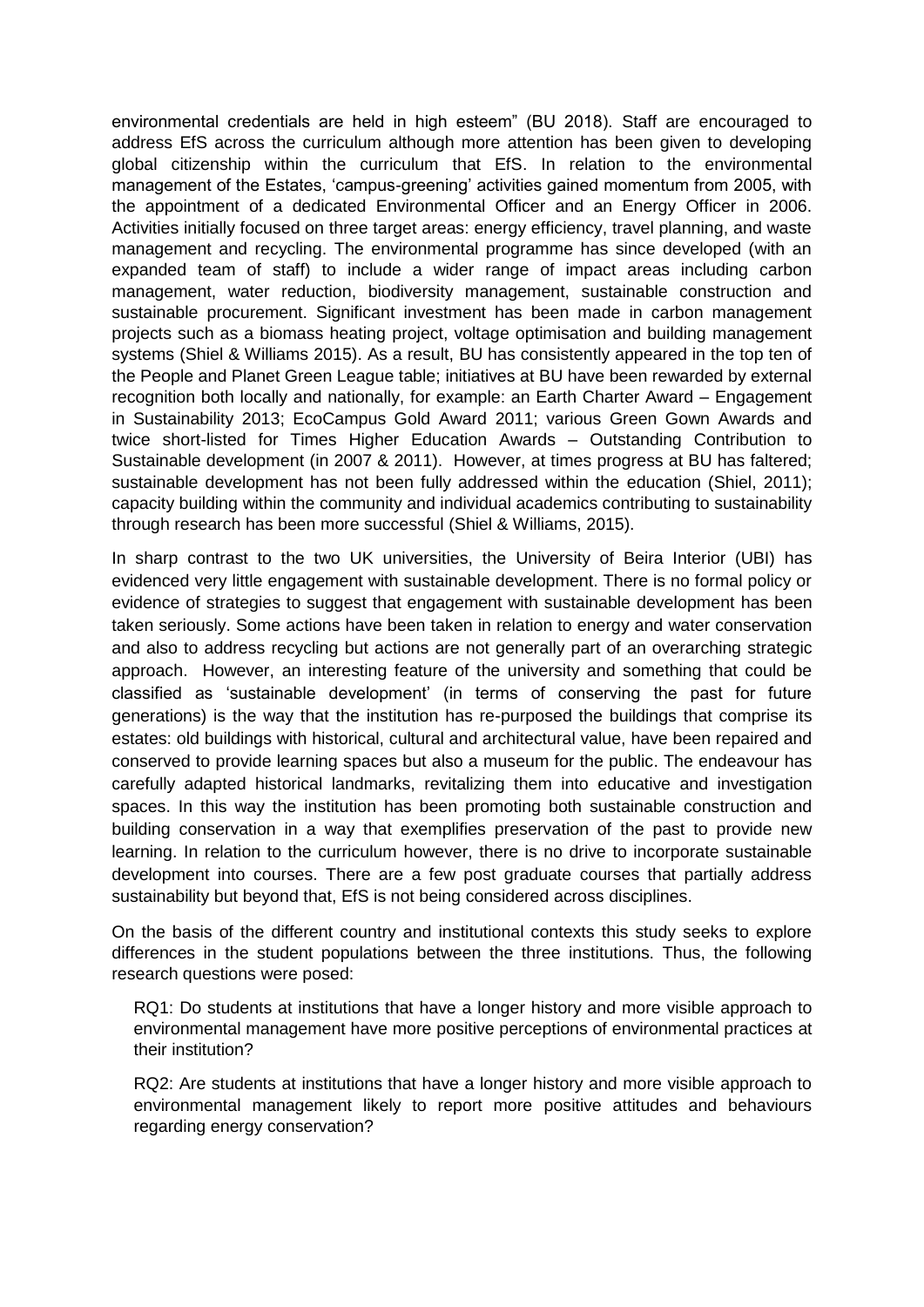environmental credentials are held in high esteem" (BU 2018). Staff are encouraged to address EfS across the curriculum although more attention has been given to developing global citizenship within the curriculum that EfS. In relation to the environmental management of the Estates, 'campus-greening' activities gained momentum from 2005, with the appointment of a dedicated Environmental Officer and an Energy Officer in 2006. Activities initially focused on three target areas: energy efficiency, travel planning, and waste management and recycling. The environmental programme has since developed (with an expanded team of staff) to include a wider range of impact areas including carbon management, water reduction, biodiversity management, sustainable construction and sustainable procurement. Significant investment has been made in carbon management projects such as a biomass heating project, voltage optimisation and building management systems (Shiel & Williams 2015). As a result, BU has consistently appeared in the top ten of the People and Planet Green League table; initiatives at BU have been rewarded by external recognition both locally and nationally, for example: an Earth Charter Award – Engagement in Sustainability 2013; EcoCampus Gold Award 2011; various Green Gown Awards and twice short-listed for Times Higher Education Awards – Outstanding Contribution to Sustainable development (in 2007 & 2011). However, at times progress at BU has faltered; sustainable development has not been fully addressed within the education (Shiel, 2011); capacity building within the community and individual academics contributing to sustainability through research has been more successful (Shiel & Williams, 2015).

In sharp contrast to the two UK universities, the University of Beira Interior (UBI) has evidenced very little engagement with sustainable development. There is no formal policy or evidence of strategies to suggest that engagement with sustainable development has been taken seriously. Some actions have been taken in relation to energy and water conservation and also to address recycling but actions are not generally part of an overarching strategic approach. However, an interesting feature of the university and something that could be classified as 'sustainable development' (in terms of conserving the past for future generations) is the way that the institution has re-purposed the buildings that comprise its estates: old buildings with historical, cultural and architectural value, have been repaired and conserved to provide learning spaces but also a museum for the public. The endeavour has carefully adapted historical landmarks, revitalizing them into educative and investigation spaces. In this way the institution has been promoting both sustainable construction and building conservation in a way that exemplifies preservation of the past to provide new learning. In relation to the curriculum however, there is no drive to incorporate sustainable development into courses. There are a few post graduate courses that partially address sustainability but beyond that, EfS is not being considered across disciplines.

On the basis of the different country and institutional contexts this study seeks to explore differences in the student populations between the three institutions. Thus, the following research questions were posed:

RQ1: Do students at institutions that have a longer history and more visible approach to environmental management have more positive perceptions of environmental practices at their institution?

RQ2: Are students at institutions that have a longer history and more visible approach to environmental management likely to report more positive attitudes and behaviours regarding energy conservation?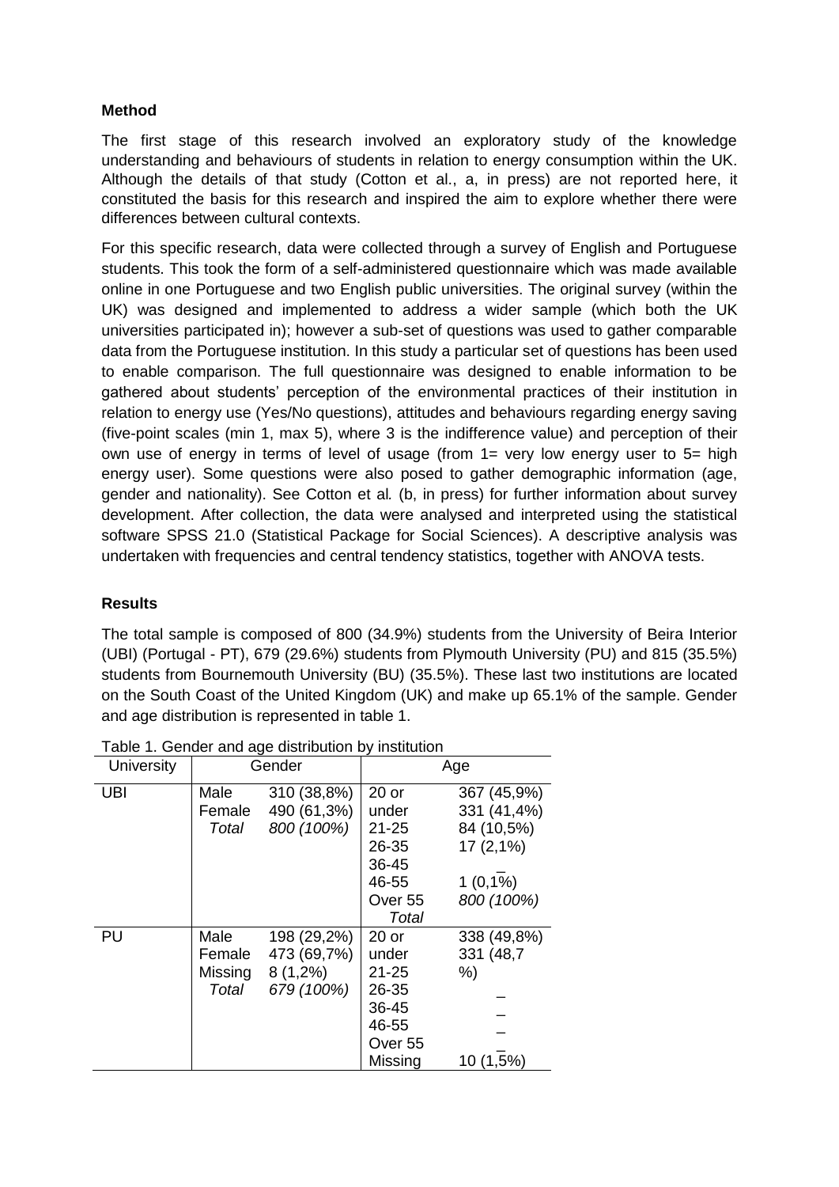### Method

The first stage of this research involved an exploratory study of the knowledge understanding and behaviours of students in relation to energy consumption within the UK. Although the details of that study (Cotton et al., a, in press) are not reported here, it constituted the basis for this research and inspired the aim to explore whether there were differences between cultural contexts.

For this specific research, data were collected through a survey of English and Portuguese students. This took the form of a self-administered questionnaire which was made available online in one Portuguese and two English public universities. The original survey (within the UK) was designed and implemented to address a wider sample (which both the UK universities participated in); however a sub-set of questions was used to gather comparable data from the Portuguese institution. In this study a particular set of questions has been used to enable comparison. The full questionnaire was designed to enable information to be gathered about students' perception of the environmental practices of their institution in relation to energy use (Yes/No questions), attitudes and behaviours regarding energy saving (five-point scales (min 1, max 5), where 3 is the indifference value) and perception of their own use of energy in terms of level of usage (from 1= very low energy user to 5= high energy user). Some questions were also posed to gather demographic information (age, gender and nationality). See Cotton et al*.* (b, in press) for further information about survey development. After collection, the data were analysed and interpreted using the statistical software SPSS 21.0 (Statistical Package for Social Sciences). A descriptive analysis was undertaken with frequencies and central tendency statistics, together with ANOVA tests.

### Results

The total sample is composed of 800 (34.9%) students from the University of Beira Interior (UBI) (Portugal - PT), 679 (29.6%) students from Plymouth University (PU) and 815 (35.5%) students from Bournemouth University (BU) (35.5%). These last two institutions are located on the South Coast of the United Kingdom (UK) and make up 65.1% of the sample. Gender and age distribution is represented in table 1.

Table 1. Gender and age distribution by institution

| University | Gender | | Age | |
|---|---|---|---|---|
| UBI | Male | 310 (38,8%) | 20 or under | 367 (45,9%) |
| | Female | 490 (61,3%) | 21-25 | 331 (41,4%) |
| | *Total* | *800 (100%)* | 26-35 | 84 (10,5%) |
| | | | 36-45 | 17 (2,1%) |
| | | | 46-55 | _ |
| | | | Over 55 | 1 (0,1%) |
| | | | *Total* | *800 (100%)* |
| PU | Male | 198 (29,2%) | 20 or under | 338 (49,8%) |
| | Female | 473 (69,7%) | 21-25 | 331 (48,7 %) |
| | Missing | 8 (1,2%) | 26-35 | _ |
| | *Total* | *679 (100%)* | 36-45 | _ |
| | | | 46-55 | _ |
| | | | Over 55 | _ |
| | | | Missing | 10 (1,5%) |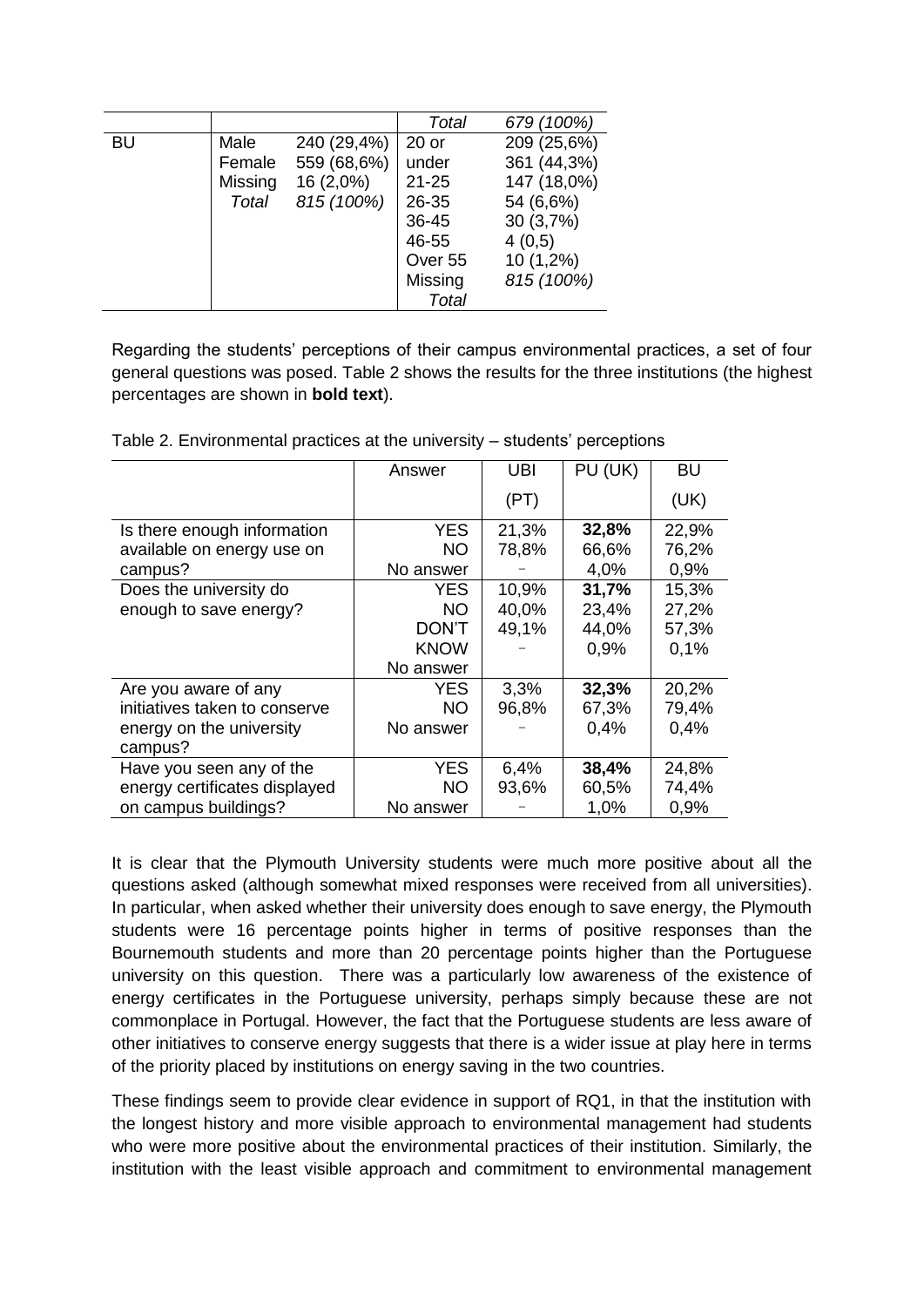|  |  |  | *Total* | *679 (100%)* |
|---|---|---|---|---|
| BU | Male<br>Female<br>Missing<br>*Total* | 240 (29,4%)<br>559 (68,6%)<br>16 (2,0%)<br>*815 (100%)* | 20 or under<br>21-25<br>26-35<br>36-45<br>46-55<br>Over 55<br>Missing<br>*Total* | 209 (25,6%)<br>361 (44,3%)<br>147 (18,0%)<br>54 (6,6%)<br>30 (3,7%)<br>4 (0,5)<br>10 (1,2%)<br>*815 (100%)* |

Regarding the students' perceptions of their campus environmental practices, a set of four general questions was posed. Table 2 shows the results for the three institutions (the highest percentages are shown in **bold text**).

Table 2. Environmental practices at the university – students' perceptions

|  | Answer | UBI (PT) | PU (UK) | BU (UK) |
|---|---|---|---|---|
| Is there enough information available on energy use on campus? | YES<br>NO<br>No answer | 21,3%<br>78,8%<br>– | **32,8%**<br>66,6%<br>4,0% | 22,9%<br>76,2%<br>0,9% |
| Does the university do enough to save energy? | YES<br>NO<br>DON'T KNOW<br>No answer | 10,9%<br>40,0%<br>49,1%<br>– | **31,7%**<br>23,4%<br>44,0%<br>0,9% | 15,3%<br>27,2%<br>57,3%<br>0,1% |
| Are you aware of any initiatives taken to conserve energy on the university campus? | YES<br>NO<br>No answer | 3,3%<br>96,8%<br>– | **32,3%**<br>67,3%<br>0,4% | 20,2%<br>79,4%<br>0,4% |
| Have you seen any of the energy certificates displayed on campus buildings? | YES<br>NO<br>No answer | 6,4%<br>93,6%<br>– | **38,4%**<br>60,5%<br>1,0% | 24,8%<br>74,4%<br>0,9% |

It is clear that the Plymouth University students were much more positive about all the questions asked (although somewhat mixed responses were received from all universities). In particular, when asked whether their university does enough to save energy, the Plymouth students were 16 percentage points higher in terms of positive responses than the Bournemouth students and more than 20 percentage points higher than the Portuguese university on this question. There was a particularly low awareness of the existence of energy certificates in the Portuguese university, perhaps simply because these are not commonplace in Portugal. However, the fact that the Portuguese students are less aware of other initiatives to conserve energy suggests that there is a wider issue at play here in terms of the priority placed by institutions on energy saving in the two countries.

These findings seem to provide clear evidence in support of RQ1, in that the institution with the longest history and more visible approach to environmental management had students who were more positive about the environmental practices of their institution. Similarly, the institution with the least visible approach and commitment to environmental management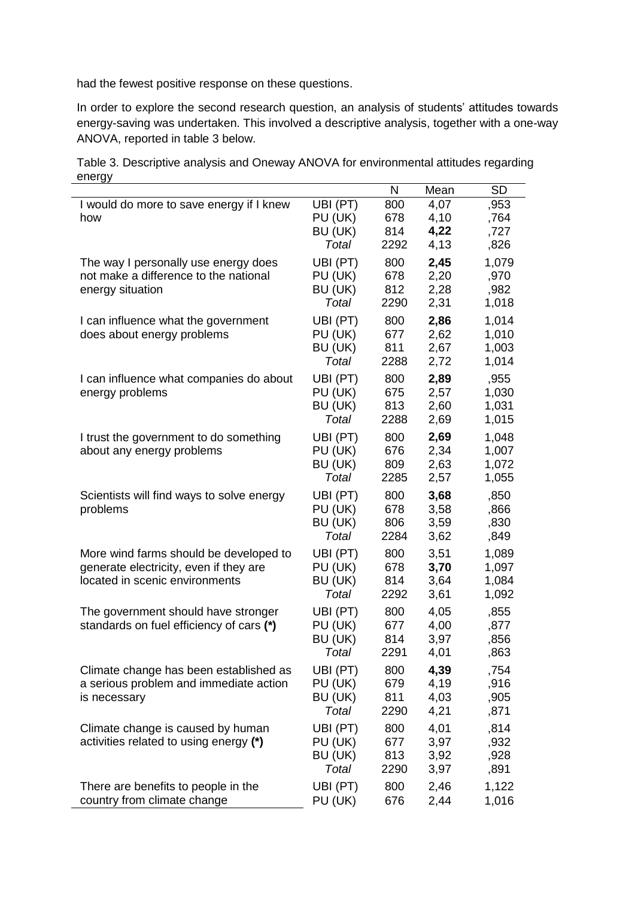had the fewest positive response on these questions.

In order to explore the second research question, an analysis of students' attitudes towards energy-saving was undertaken. This involved a descriptive analysis, together with a one-way ANOVA, reported in table 3 below.

Table 3. Descriptive analysis and Oneway ANOVA for environmental attitudes regarding energy

| | | N | Mean | SD |
|---|---|---|---|---|
| I would do more to save energy if I knew how | UBI (PT) | 800 | 4,07 | ,953 |
| | PU (UK) | 678 | 4,10 | ,764 |
| | BU (UK) | 814 | **4,22** | ,727 |
| | *Total* | 2292 | 4,13 | ,826 |
| The way I personally use energy does not make a difference to the national energy situation | UBI (PT) | 800 | **2,45** | 1,079 |
| | PU (UK) | 678 | 2,20 | ,970 |
| | BU (UK) | 812 | 2,28 | ,982 |
| | *Total* | 2290 | 2,31 | 1,018 |
| I can influence what the government does about energy problems | UBI (PT) | 800 | **2,86** | 1,014 |
| | PU (UK) | 677 | 2,62 | 1,010 |
| | BU (UK) | 811 | 2,67 | 1,003 |
| | *Total* | 2288 | 2,72 | 1,014 |
| I can influence what companies do about energy problems | UBI (PT) | 800 | **2,89** | ,955 |
| | PU (UK) | 675 | 2,57 | 1,030 |
| | BU (UK) | 813 | 2,60 | 1,031 |
| | *Total* | 2288 | 2,69 | 1,015 |
| I trust the government to do something about any energy problems | UBI (PT) | 800 | **2,69** | 1,048 |
| | PU (UK) | 676 | 2,34 | 1,007 |
| | BU (UK) | 809 | 2,63 | 1,072 |
| | *Total* | 2285 | 2,57 | 1,055 |
| Scientists will find ways to solve energy problems | UBI (PT) | 800 | **3,68** | ,850 |
| | PU (UK) | 678 | 3,58 | ,866 |
| | BU (UK) | 806 | 3,59 | ,830 |
| | *Total* | 2284 | 3,62 | ,849 |
| More wind farms should be developed to generate electricity, even if they are located in scenic environments | UBI (PT) | 800 | 3,51 | 1,089 |
| | PU (UK) | 678 | **3,70** | 1,097 |
| | BU (UK) | 814 | 3,64 | 1,084 |
| | *Total* | 2292 | 3,61 | 1,092 |
| The government should have stronger standards on fuel efficiency of cars **(*)** | UBI (PT) | 800 | 4,05 | ,855 |
| | PU (UK) | 677 | 4,00 | ,877 |
| | BU (UK) | 814 | 3,97 | ,856 |
| | *Total* | 2291 | 4,01 | ,863 |
| Climate change has been established as a serious problem and immediate action is necessary | UBI (PT) | 800 | **4,39** | ,754 |
| | PU (UK) | 679 | 4,19 | ,916 |
| | BU (UK) | 811 | 4,03 | ,905 |
| | *Total* | 2290 | 4,21 | ,871 |
| Climate change is caused by human activities related to using energy **(*)** | UBI (PT) | 800 | 4,01 | ,814 |
| | PU (UK) | 677 | 3,97 | ,932 |
| | BU (UK) | 813 | 3,92 | ,928 |
| | *Total* | 2290 | 3,97 | ,891 |
| There are benefits to people in the country from climate change | UBI (PT) | 800 | 2,46 | 1,122 |
| | PU (UK) | 676 | 2,44 | 1,016 |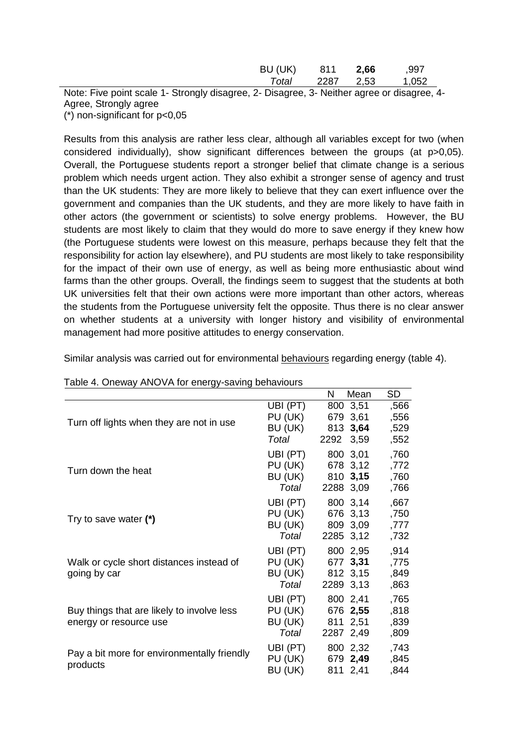| | | | |
|---|---|---|---|
| BU (UK) | 811 | **2,66** | ,997 |
| *Total* | 2287 | 2,53 | 1,052 |

Note: Five point scale 1- Strongly disagree, 2- Disagree, 3- Neither agree or disagree, 4- Agree, Strongly agree
(*) non-significant for p<0,05

Results from this analysis are rather less clear, although all variables except for two (when considered individually), show significant differences between the groups (at p>0,05). Overall, the Portuguese students report a stronger belief that climate change is a serious problem which needs urgent action. They also exhibit a stronger sense of agency and trust than the UK students: They are more likely to believe that they can exert influence over the government and companies than the UK students, and they are more likely to have faith in other actors (the government or scientists) to solve energy problems. However, the BU students are most likely to claim that they would do more to save energy if they knew how (the Portuguese students were lowest on this measure, perhaps because they felt that the responsibility for action lay elsewhere), and PU students are most likely to take responsibility for the impact of their own use of energy, as well as being more enthusiastic about wind farms than the other groups. Overall, the findings seem to suggest that the students at both UK universities felt that their own actions were more important than other actors, whereas the students from the Portuguese university felt the opposite. Thus there is no clear answer on whether students at a university with longer history and visibility of environmental management had more positive attitudes to energy conservation.

Similar analysis was carried out for environmental behaviours regarding energy (table 4).

Table 4. Oneway ANOVA for energy-saving behaviours

| | | N | Mean | SD |
|---|---|---|---|---|
| Turn off lights when they are not in use | UBI (PT) | 800 | 3,51 | ,566 |
| | PU (UK) | 679 | 3,61 | ,556 |
| | BU (UK) | 813 | **3,64** | ,529 |
| | *Total* | 2292 | 3,59 | ,552 |
| Turn down the heat | UBI (PT) | 800 | 3,01 | ,760 |
| | PU (UK) | 678 | 3,12 | ,772 |
| | BU (UK) | 810 | **3,15** | ,760 |
| | *Total* | 2288 | 3,09 | ,766 |
| Try to save water **(*)** | UBI (PT) | 800 | 3,14 | ,667 |
| | PU (UK) | 676 | 3,13 | ,750 |
| | BU (UK) | 809 | 3,09 | ,777 |
| | *Total* | 2285 | 3,12 | ,732 |
| Walk or cycle short distances instead of going by car | UBI (PT) | 800 | 2,95 | ,914 |
| | PU (UK) | 677 | **3,31** | ,775 |
| | BU (UK) | 812 | 3,15 | ,849 |
| | *Total* | 2289 | 3,13 | ,863 |
| Buy things that are likely to involve less energy or resource use | UBI (PT) | 800 | 2,41 | ,765 |
| | PU (UK) | 676 | **2,55** | ,818 |
| | BU (UK) | 811 | 2,51 | ,839 |
| | *Total* | 2287 | 2,49 | ,809 |
| Pay a bit more for environmentally friendly products | UBI (PT) | 800 | 2,32 | ,743 |
| | PU (UK) | 679 | **2,49** | ,845 |
| | BU (UK) | 811 | 2,41 | ,844 |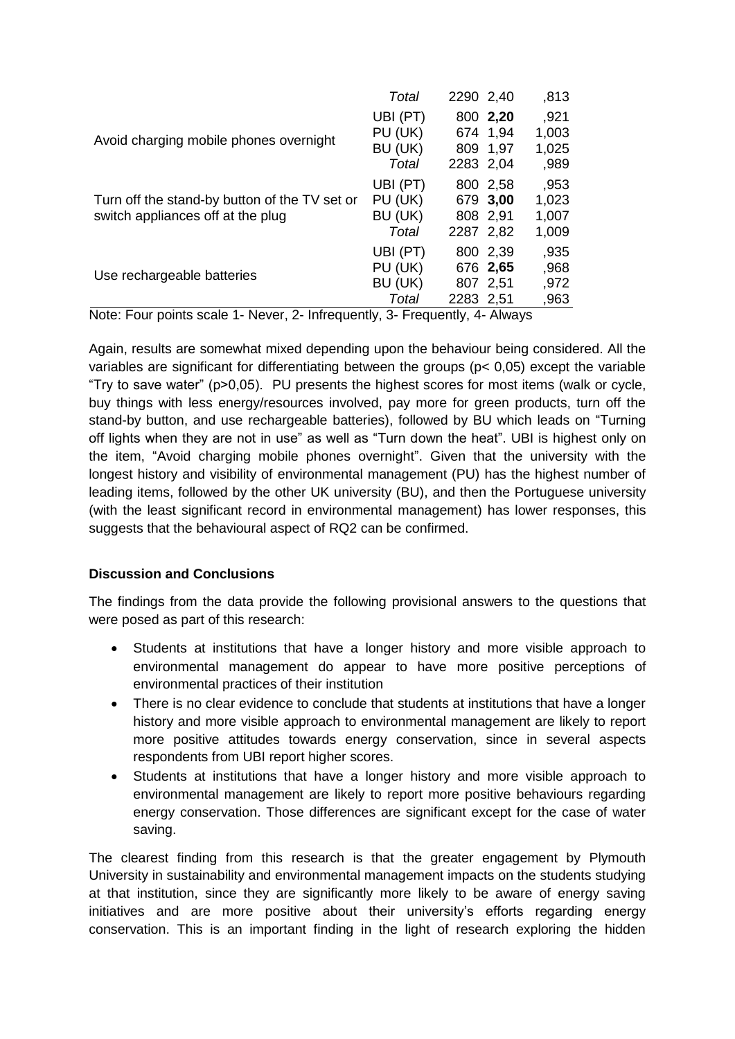| | | | | |
|---|---|---|---|---|
| | *Total* | 2290 | 2,40 | ,813 |
| Avoid charging mobile phones overnight | UBI (PT) | 800 | **2,20** | ,921 |
| | PU (UK) | 674 | 1,94 | 1,003 |
| | BU (UK) | 809 | 1,97 | 1,025 |
| | *Total* | 2283 | 2,04 | ,989 |
| Turn off the stand-by button of the TV set or switch appliances off at the plug | UBI (PT) | 800 | 2,58 | ,953 |
| | PU (UK) | 679 | **3,00** | 1,023 |
| | BU (UK) | 808 | 2,91 | 1,007 |
| | *Total* | 2287 | 2,82 | 1,009 |
| Use rechargeable batteries | UBI (PT) | 800 | 2,39 | ,935 |
| | PU (UK) | 676 | **2,65** | ,968 |
| | BU (UK) | 807 | 2,51 | ,972 |
| | *Total* | 2283 | 2,51 | ,963 |

Note: Four points scale 1- Never, 2- Infrequently, 3- Frequently, 4- Always

Again, results are somewhat mixed depending upon the behaviour being considered. All the variables are significant for differentiating between the groups ($p < 0,05$) except the variable "Try to save water" ($p > 0,05$). PU presents the highest scores for most items (walk or cycle, buy things with less energy/resources involved, pay more for green products, turn off the stand-by button, and use rechargeable batteries), followed by BU which leads on "Turning off lights when they are not in use" as well as "Turn down the heat". UBI is highest only on the item, "Avoid charging mobile phones overnight". Given that the university with the longest history and visibility of environmental management (PU) has the highest number of leading items, followed by the other UK university (BU), and then the Portuguese university (with the least significant record in environmental management) has lower responses, this suggests that the behavioural aspect of RQ2 can be confirmed.

**Discussion and Conclusions**

The findings from the data provide the following provisional answers to the questions that were posed as part of this research:

- Students at institutions that have a longer history and more visible approach to environmental management do appear to have more positive perceptions of environmental practices of their institution
- There is no clear evidence to conclude that students at institutions that have a longer history and more visible approach to environmental management are likely to report more positive attitudes towards energy conservation, since in several aspects respondents from UBI report higher scores.
- Students at institutions that have a longer history and more visible approach to environmental management are likely to report more positive behaviours regarding energy conservation. Those differences are significant except for the case of water saving.

The clearest finding from this research is that the greater engagement by Plymouth University in sustainability and environmental management impacts on the students studying at that institution, since they are significantly more likely to be aware of energy saving initiatives and are more positive about their university's efforts regarding energy conservation. This is an important finding in the light of research exploring the hidden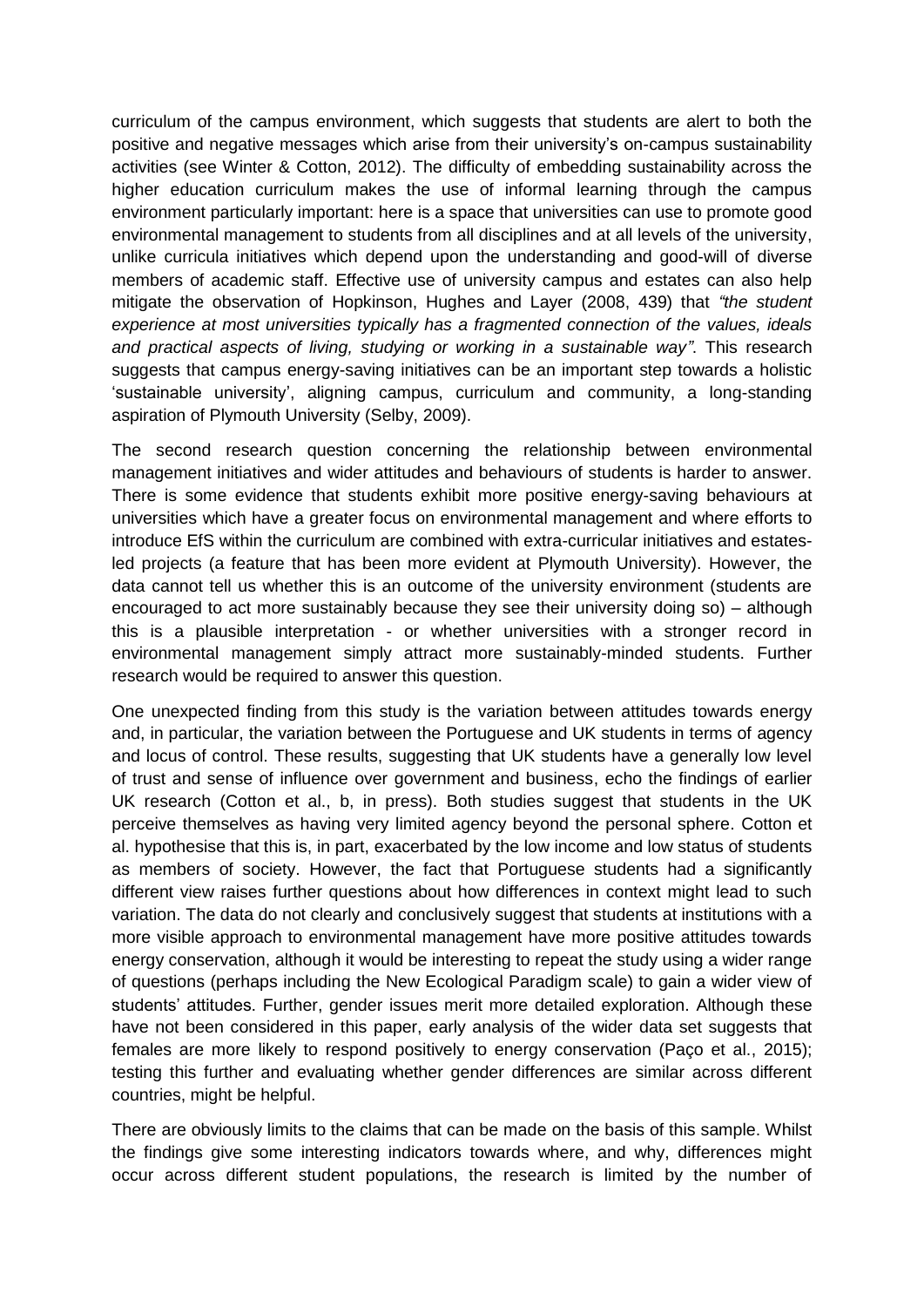curriculum of the campus environment, which suggests that students are alert to both the positive and negative messages which arise from their university's on-campus sustainability activities (see Winter & Cotton, 2012). The difficulty of embedding sustainability across the higher education curriculum makes the use of informal learning through the campus environment particularly important: here is a space that universities can use to promote good environmental management to students from all disciplines and at all levels of the university, unlike curricula initiatives which depend upon the understanding and good-will of diverse members of academic staff. Effective use of university campus and estates can also help mitigate the observation of Hopkinson, Hughes and Layer (2008, 439) that *"the student experience at most universities typically has a fragmented connection of the values, ideals and practical aspects of living, studying or working in a sustainable way"*. This research suggests that campus energy-saving initiatives can be an important step towards a holistic 'sustainable university', aligning campus, curriculum and community, a long-standing aspiration of Plymouth University (Selby, 2009).

The second research question concerning the relationship between environmental management initiatives and wider attitudes and behaviours of students is harder to answer. There is some evidence that students exhibit more positive energy-saving behaviours at universities which have a greater focus on environmental management and where efforts to introduce EfS within the curriculum are combined with extra-curricular initiatives and estates-led projects (a feature that has been more evident at Plymouth University). However, the data cannot tell us whether this is an outcome of the university environment (students are encouraged to act more sustainably because they see their university doing so) – although this is a plausible interpretation - or whether universities with a stronger record in environmental management simply attract more sustainably-minded students. Further research would be required to answer this question.

One unexpected finding from this study is the variation between attitudes towards energy and, in particular, the variation between the Portuguese and UK students in terms of agency and locus of control. These results, suggesting that UK students have a generally low level of trust and sense of influence over government and business, echo the findings of earlier UK research (Cotton et al., b, in press). Both studies suggest that students in the UK perceive themselves as having very limited agency beyond the personal sphere. Cotton et al. hypothesise that this is, in part, exacerbated by the low income and low status of students as members of society. However, the fact that Portuguese students had a significantly different view raises further questions about how differences in context might lead to such variation. The data do not clearly and conclusively suggest that students at institutions with a more visible approach to environmental management have more positive attitudes towards energy conservation, although it would be interesting to repeat the study using a wider range of questions (perhaps including the New Ecological Paradigm scale) to gain a wider view of students' attitudes. Further, gender issues merit more detailed exploration. Although these have not been considered in this paper, early analysis of the wider data set suggests that females are more likely to respond positively to energy conservation (Paço et al., 2015); testing this further and evaluating whether gender differences are similar across different countries, might be helpful.

There are obviously limits to the claims that can be made on the basis of this sample. Whilst the findings give some interesting indicators towards where, and why, differences might occur across different student populations, the research is limited by the number of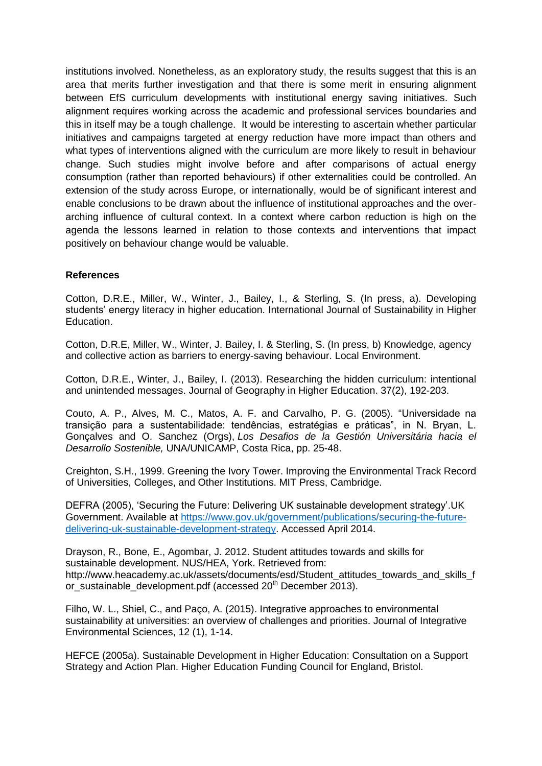institutions involved. Nonetheless, as an exploratory study, the results suggest that this is an area that merits further investigation and that there is some merit in ensuring alignment between EfS curriculum developments with institutional energy saving initiatives. Such alignment requires working across the academic and professional services boundaries and this in itself may be a tough challenge. It would be interesting to ascertain whether particular initiatives and campaigns targeted at energy reduction have more impact than others and what types of interventions aligned with the curriculum are more likely to result in behaviour change. Such studies might involve before and after comparisons of actual energy consumption (rather than reported behaviours) if other externalities could be controlled. An extension of the study across Europe, or internationally, would be of significant interest and enable conclusions to be drawn about the influence of institutional approaches and the over-arching influence of cultural context. In a context where carbon reduction is high on the agenda the lessons learned in relation to those contexts and interventions that impact positively on behaviour change would be valuable.

**References**

Cotton, D.R.E., Miller, W., Winter, J., Bailey, I., & Sterling, S. (In press, a). Developing students' energy literacy in higher education. International Journal of Sustainability in Higher Education.

Cotton, D.R.E, Miller, W., Winter, J. Bailey, I. & Sterling, S. (In press, b) Knowledge, agency and collective action as barriers to energy-saving behaviour. Local Environment.

Cotton, D.R.E., Winter, J., Bailey, I. (2013). Researching the hidden curriculum: intentional and unintended messages. Journal of Geography in Higher Education. 37(2), 192-203.

Couto, A. P., Alves, M. C., Matos, A. F. and Carvalho, P. G. (2005). "Universidade na transição para a sustentabilidade: tendências, estratégias e práticas", in N. Bryan, L. Gonçalves and O. Sanchez (Orgs), *Los Desafios de la Gestión Universitária hacia el Desarrollo Sostenible,* UNA/UNICAMP, Costa Rica, pp. 25-48.

Creighton, S.H., 1999. Greening the Ivory Tower. Improving the Environmental Track Record of Universities, Colleges, and Other Institutions. MIT Press, Cambridge.

DEFRA (2005), 'Securing the Future: Delivering UK sustainable development strategy'.UK Government. Available at https://www.gov.uk/government/publications/securing-the-future-delivering-uk-sustainable-development-strategy. Accessed April 2014.

Drayson, R., Bone, E., Agombar, J. 2012. Student attitudes towards and skills for sustainable development. NUS/HEA, York. Retrieved from: http://www.heacademy.ac.uk/assets/documents/esd/Student_attitudes_towards_and_skills_for_sustainable_development.pdf (accessed 20th December 2013).

Filho, W. L., Shiel, C., and Paço, A. (2015). Integrative approaches to environmental sustainability at universities: an overview of challenges and priorities. Journal of Integrative Environmental Sciences, 12 (1), 1-14.

HEFCE (2005a). Sustainable Development in Higher Education: Consultation on a Support Strategy and Action Plan. Higher Education Funding Council for England, Bristol.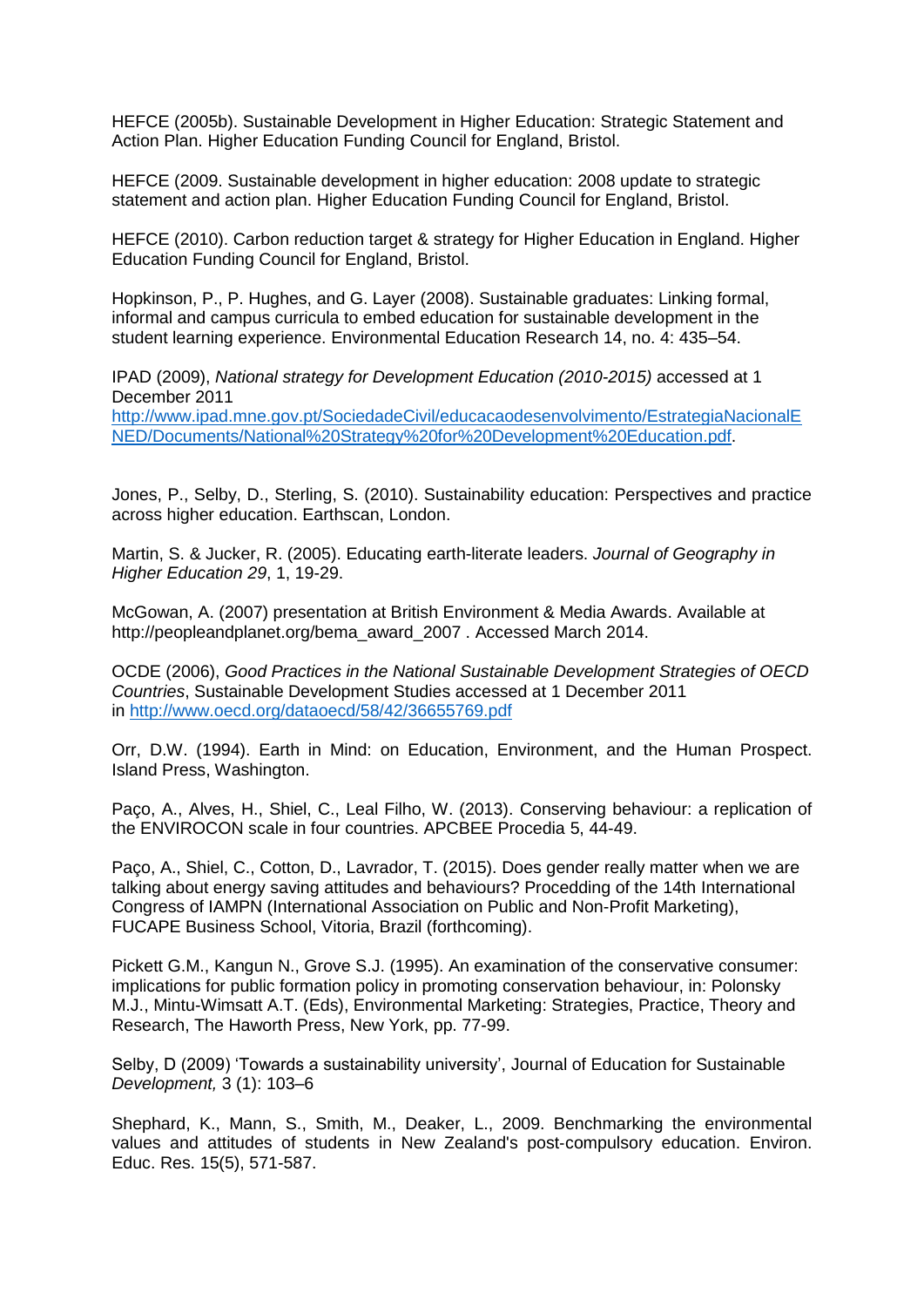HEFCE (2005b). Sustainable Development in Higher Education: Strategic Statement and Action Plan. Higher Education Funding Council for England, Bristol.

HEFCE (2009. Sustainable development in higher education: 2008 update to strategic statement and action plan. Higher Education Funding Council for England, Bristol.

HEFCE (2010). Carbon reduction target & strategy for Higher Education in England. Higher Education Funding Council for England, Bristol.

Hopkinson, P., P. Hughes, and G. Layer (2008). Sustainable graduates: Linking formal, informal and campus curricula to embed education for sustainable development in the student learning experience. Environmental Education Research 14, no. 4: 435–54.

IPAD (2009), *National strategy for Development Education (2010-2015)* accessed at 1 December 2011 http://www.ipad.mne.gov.pt/SociedadeCivil/educacaodesenvolvimento/EstrategiaNacionalENED/Documents/National%20Strategy%20for%20Development%20Education.pdf.

Jones, P., Selby, D., Sterling, S. (2010). Sustainability education: Perspectives and practice across higher education. Earthscan, London.

Martin, S. & Jucker, R. (2005). Educating earth-literate leaders. *Journal of Geography in Higher Education 29*, 1, 19-29.

McGowan, A. (2007) presentation at British Environment & Media Awards. Available at http://peopleandplanet.org/bema_award_2007 . Accessed March 2014.

OCDE (2006), *Good Practices in the National Sustainable Development Strategies of OECD Countries*, Sustainable Development Studies accessed at 1 December 2011 in http://www.oecd.org/dataoecd/58/42/36655769.pdf

Orr, D.W. (1994). Earth in Mind: on Education, Environment, and the Human Prospect. Island Press, Washington.

Paço, A., Alves, H., Shiel, C., Leal Filho, W. (2013). Conserving behaviour: a replication of the ENVIROCON scale in four countries. APCBEE Procedia 5, 44-49.

Paço, A., Shiel, C., Cotton, D., Lavrador, T. (2015). Does gender really matter when we are talking about energy saving attitudes and behaviours? Procedding of the 14th International Congress of IAMPN (International Association on Public and Non-Profit Marketing), FUCAPE Business School, Vitoria, Brazil (forthcoming).

Pickett G.M., Kangun N., Grove S.J. (1995). An examination of the conservative consumer: implications for public formation policy in promoting conservation behaviour, in: Polonsky M.J., Mintu-Wimsatt A.T. (Eds), Environmental Marketing: Strategies, Practice, Theory and Research, The Haworth Press, New York, pp. 77-99.

Selby, D (2009) 'Towards a sustainability university', Journal of Education for Sustainable *Development,* 3 (1): 103–6

Shephard, K., Mann, S., Smith, M., Deaker, L., 2009. Benchmarking the environmental values and attitudes of students in New Zealand's post-compulsory education. Environ. Educ. Res. 15(5), 571-587.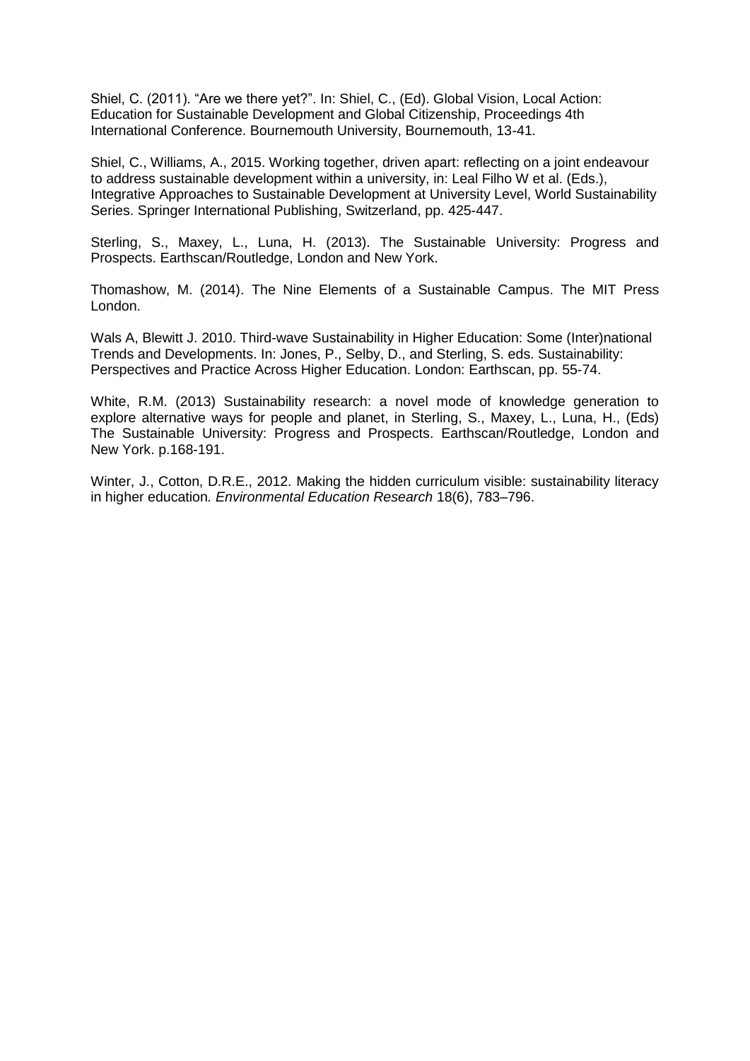Shiel, C. (2011). “Are we there yet?”. In: Shiel, C., (Ed). Global Vision, Local Action: Education for Sustainable Development and Global Citizenship, Proceedings 4th International Conference. Bournemouth University, Bournemouth, 13-41.

Shiel, C., Williams, A., 2015. Working together, driven apart: reflecting on a joint endeavour to address sustainable development within a university, in: Leal Filho W et al. (Eds.), Integrative Approaches to Sustainable Development at University Level, World Sustainability Series. Springer International Publishing, Switzerland, pp. 425-447.

Sterling, S., Maxey, L., Luna, H. (2013). The Sustainable University: Progress and Prospects. Earthscan/Routledge, London and New York.

Thomashow, M. (2014). The Nine Elements of a Sustainable Campus. The MIT Press London.

Wals A, Blewitt J. 2010. Third-wave Sustainability in Higher Education: Some (Inter)national Trends and Developments. In: Jones, P., Selby, D., and Sterling, S. eds. Sustainability: Perspectives and Practice Across Higher Education. London: Earthscan, pp. 55-74.

White, R.M. (2013) Sustainability research: a novel mode of knowledge generation to explore alternative ways for people and planet, in Sterling, S., Maxey, L., Luna, H., (Eds) The Sustainable University: Progress and Prospects. Earthscan/Routledge, London and New York. p.168-191.

Winter, J., Cotton, D.R.E., 2012. Making the hidden curriculum visible: sustainability literacy in higher education. *Environmental Education Research* 18(6), 783–796.